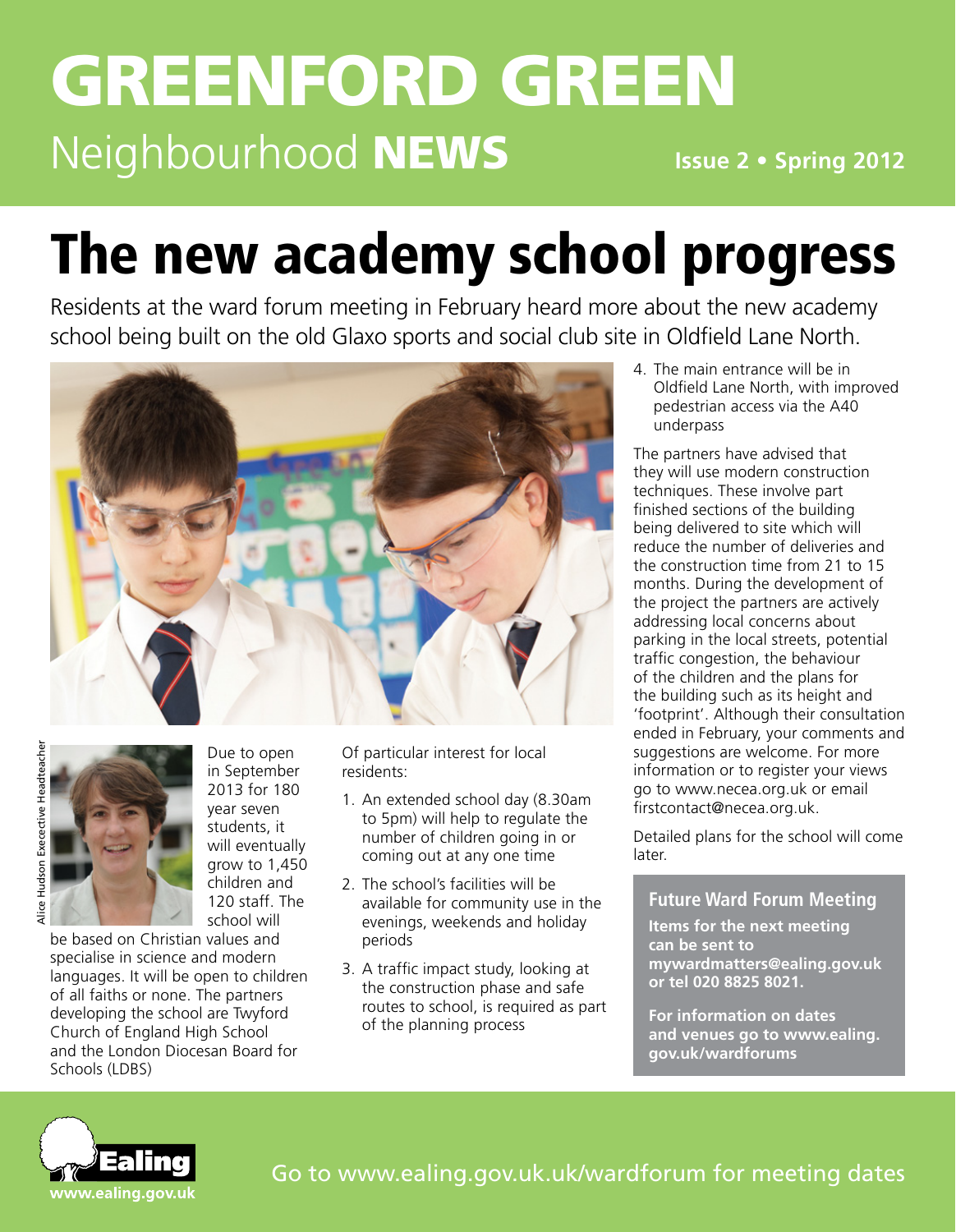# GREENFORD GREEN

Neighbourhood **NEWS**

**Issue 2 • Spring 2012**

# The new academy school progress

Residents at the ward forum meeting in February heard more about the new academy school being built on the old Glaxo sports and social club site in Oldfield Lane North.

Alice Hudson Exececutive Headteacher

Due to open in September 2013 for 180 year seven students, it will eventually grow to 1,450 children and 120 staff. The school will be based on Christian values and specialise in science and modern languages. It will be open to children of all faiths or none. The partners developing the school are Twyford Church of England High School and the London Diocesan Board for Schools (LDBS)

Of particular interest for local residents:

1. An extended school day (8.30am to 5pm) will help to regulate the number of children going in or coming out at any one time
2. The school's facilities will be available for community use in the evenings, weekends and holiday periods
3. A traffic impact study, looking at the construction phase and safe routes to school, is required as part of the planning process
4. The main entrance will be in Oldfield Lane North, with improved pedestrian access via the A40 underpass

The partners have advised that they will use modern construction techniques. These involve part finished sections of the building being delivered to site which will reduce the number of deliveries and the construction time from 21 to 15 months. During the development of the project the partners are actively addressing local concerns about parking in the local streets, potential traffic congestion, the behaviour of the children and the plans for the building such as its height and 'footprint'. Although their consultation ended in February, your comments and suggestions are welcome. For more information or to register your views go to www.necea.org.uk or email firstcontact@necea.org.uk.

Detailed plans for the school will come later.

## Future Ward Forum Meeting

**Items for the next meeting can be sent to mywardmatters@ealing.gov.uk or tel 020 8825 8021.**

**For information on dates and venues go to www.ealing.gov.uk/wardforums**

Ealing
www.ealing.gov.uk

Go to www.ealing.gov.uk.uk/wardforum for meeting dates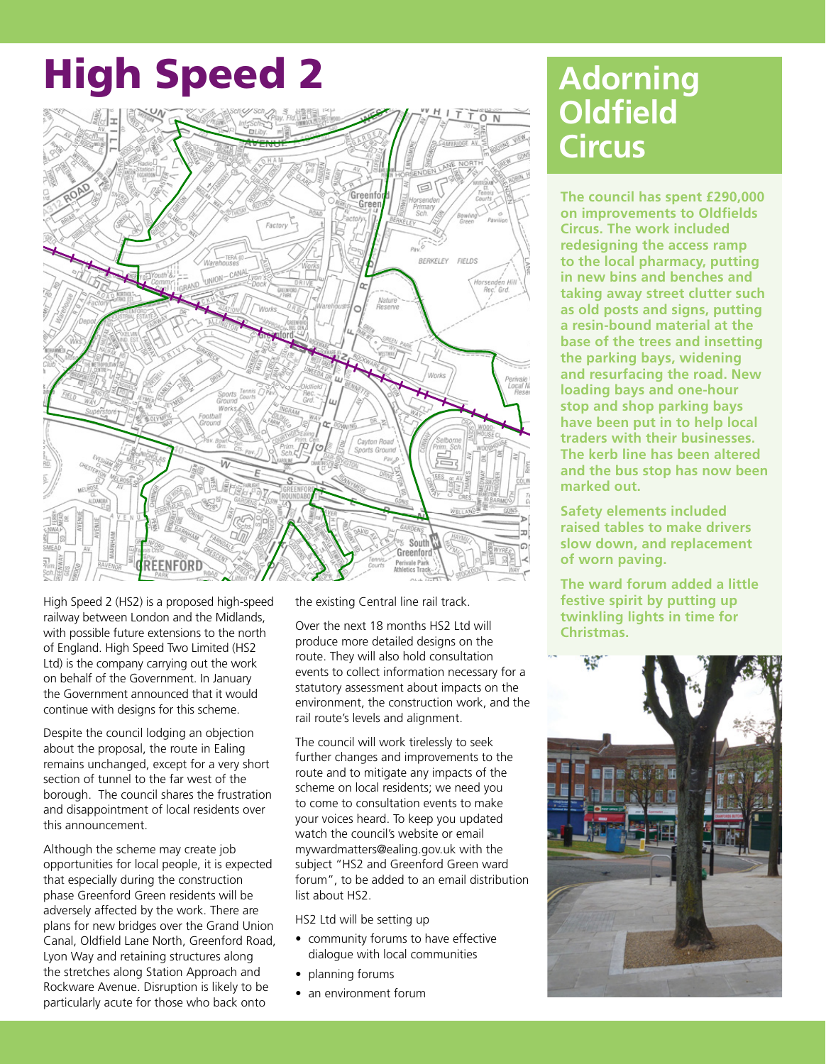# High Speed 2

High Speed 2 (HS2) is a proposed high-speed railway between London and the Midlands, with possible future extensions to the north of England. High Speed Two Limited (HS2 Ltd) is the company carrying out the work on behalf of the Government. In January the Government announced that it would continue with designs for this scheme.

Despite the council lodging an objection about the proposal, the route in Ealing remains unchanged, except for a very short section of tunnel to the far west of the borough. The council shares the frustration and disappointment of local residents over this announcement.

Although the scheme may create job opportunities for local people, it is expected that especially during the construction phase Greenford Green residents will be adversely affected by the work. There are plans for new bridges over the Grand Union Canal, Oldfield Lane North, Greenford Road, Lyon Way and retaining structures along the stretches along Station Approach and Rockware Avenue. Disruption is likely to be particularly acute for those who back onto the existing Central line rail track.

Over the next 18 months HS2 Ltd will produce more detailed designs on the route. They will also hold consultation events to collect information necessary for a statutory assessment about impacts on the environment, the construction work, and the rail route's levels and alignment.

The council will work tirelessly to seek further changes and improvements to the route and to mitigate any impacts of the scheme on local residents; we need you to come to consultation events to make your voices heard. To keep you updated watch the council's website or email mywardmatters@ealing.gov.uk with the subject "HS2 and Greenford Green ward forum", to be added to an email distribution list about HS2.

HS2 Ltd will be setting up

- community forums to have effective dialogue with local communities
- planning forums
- an environment forum

## Adorning Oldfield Circus

**The council has spent £290,000 on improvements to Oldfields Circus. The work included redesigning the access ramp to the local pharmacy, putting in new bins and benches and taking away street clutter such as old posts and signs, putting a resin-bound material at the base of the trees and insetting the parking bays, widening and resurfacing the road. New loading bays and one-hour stop and shop parking bays have been put in to help local traders with their businesses. The kerb line has been altered and the bus stop has now been marked out.**

**Safety elements included raised tables to make drivers slow down, and replacement of worn paving.**

**The ward forum added a little festive spirit by putting up twinkling lights in time for Christmas.**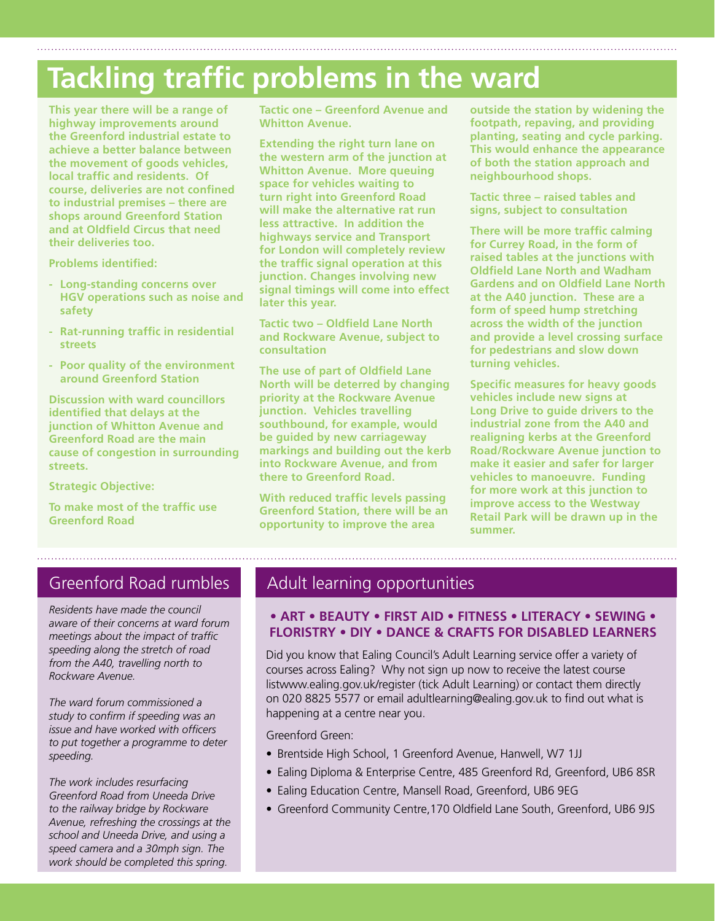# Tackling traffic problems in the ward

**This year there will be a range of highway improvements around the Greenford industrial estate to achieve a better balance between the movement of goods vehicles, local traffic and residents. Of course, deliveries are not confined to industrial premises – there are shops around Greenford Station and at Oldfield Circus that need their deliveries too.**

**Problems identified:**

- **Long-standing concerns over HGV operations such as noise and safety**
- **Rat-running traffic in residential streets**
- **Poor quality of the environment around Greenford Station**

**Discussion with ward councillors identified that delays at the junction of Whitton Avenue and Greenford Road are the main cause of congestion in surrounding streets.**

**Strategic Objective:**

**To make most of the traffic use Greenford Road**

**Tactic one – Greenford Avenue and Whitton Avenue.**

**Extending the right turn lane on the western arm of the junction at Whitton Avenue. More queuing space for vehicles waiting to turn right into Greenford Road will make the alternative rat run less attractive. In addition the highways service and Transport for London will completely review the traffic signal operation at this junction. Changes involving new signal timings will come into effect later this year.**

**Tactic two – Oldfield Lane North and Rockware Avenue, subject to consultation**

**The use of part of Oldfield Lane North will be deterred by changing priority at the Rockware Avenue junction. Vehicles travelling southbound, for example, would be guided by new carriageway markings and building out the kerb into Rockware Avenue, and from there to Greenford Road.**

**With reduced traffic levels passing Greenford Station, there will be an opportunity to improve the area outside the station by widening the footpath, repaving, and providing planting, seating and cycle parking. This would enhance the appearance of both the station approach and neighbourhood shops.**

**Tactic three – raised tables and signs, subject to consultation**

**There will be more traffic calming for Currey Road, in the form of raised tables at the junctions with Oldfield Lane North and Wadham Gardens and on Oldfield Lane North at the A40 junction. These are a form of speed hump stretching across the width of the junction and provide a level crossing surface for pedestrians and slow down turning vehicles.**

**Specific measures for heavy goods vehicles include new signs at Long Drive to guide drivers to the industrial zone from the A40 and realigning kerbs at the Greenford Road/Rockware Avenue junction to make it easier and safer for larger vehicles to manoeuvre. Funding for more work at this junction to improve access to the Westway Retail Park will be drawn up in the summer.**

## Greenford Road rumbles

*Residents have made the council aware of their concerns at ward forum meetings about the impact of traffic speeding along the stretch of road from the A40, travelling north to Rockware Avenue.*

*The ward forum commissioned a study to confirm if speeding was an issue and have worked with officers to put together a programme to deter speeding.*

*The work includes resurfacing Greenford Road from Uneeda Drive to the railway bridge by Rockware Avenue, refreshing the crossings at the school and Uneeda Drive, and using a speed camera and a 30mph sign. The work should be completed this spring.*

## Adult learning opportunities

**• ART • BEAUTY • FIRST AID • FITNESS • LITERACY • SEWING • FLORISTRY • DIY • DANCE & CRAFTS FOR DISABLED LEARNERS**

Did you know that Ealing Council's Adult Learning service offer a variety of courses across Ealing? Why not sign up now to receive the latest course listwww.ealing.gov.uk/register (tick Adult Learning) or contact them directly on 020 8825 5577 or email adultlearning@ealing.gov.uk to find out what is happening at a centre near you.

Greenford Green:

- Brentside High School, 1 Greenford Avenue, Hanwell, W7 1JJ
- Ealing Diploma & Enterprise Centre, 485 Greenford Rd, Greenford, UB6 8SR
- Ealing Education Centre, Mansell Road, Greenford, UB6 9EG
- Greenford Community Centre,170 Oldfield Lane South, Greenford, UB6 9JS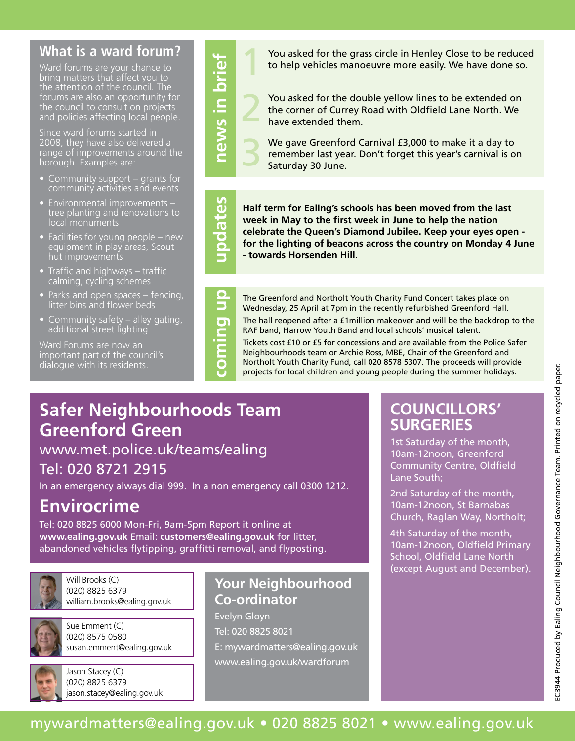## What is a ward forum?

Ward forums are your chance to bring matters that affect you to the attention of the council. The forums are also an opportunity for the council to consult on projects and policies affecting local people.

Since ward forums started in 2008, they have also delivered a range of improvements around the borough. Examples are:

- Community support – grants for community activities and events
- Environmental improvements – tree planting and renovations to local monuments
- Facilities for young people – new equipment in play areas, Scout hut improvements
- Traffic and highways – traffic calming, cycling schemes
- Parks and open spaces – fencing, litter bins and flower beds
- Community safety – alley gating, additional street lighting

Ward Forums are now an important part of the council's dialogue with its residents.

## news in brief

1. You asked for the grass circle in Henley Close to be reduced to help vehicles manoeuvre more easily. We have done so.
2. You asked for the double yellow lines to be extended on the corner of Currey Road with Oldfield Lane North. We have extended them.
3. We gave Greenford Carnival £3,000 to make it a day to remember last year. Don't forget this year's carnival is on Saturday 30 June.

## updates

**Half term for Ealing's schools has been moved from the last week in May to the first week in June to help the nation celebrate the Queen's Diamond Jubilee. Keep your eyes open - for the lighting of beacons across the country on Monday 4 June - towards Horsenden Hill.**

## coming up

The Greenford and Northolt Youth Charity Fund Concert takes place on Wednesday, 25 April at 7pm in the recently refurbished Greenford Hall.

The hall reopened after a £1million makeover and will be the backdrop to the RAF band, Harrow Youth Band and local schools' musical talent.

Tickets cost £10 or £5 for concessions and are available from the Police Safer Neighbourhoods team or Archie Ross, MBE, Chair of the Greenford and Northolt Youth Charity Fund, call 020 8578 5307. The proceeds will provide projects for local children and young people during the summer holidays.

## Safer Neighbourhoods Team Greenford Green

www.met.police.uk/teams/ealing

Tel: 020 8721 2915

In an emergency always dial 999. In a non emergency call 0300 1212.

## Envirocrime

Tel: 020 8825 6000 Mon-Fri, 9am-5pm Report it online at **www.ealing.gov.uk** Email: **customers@ealing.gov.uk** for litter, abandoned vehicles flytipping, graffitti removal, and flyposting.

Will Brooks (C)
(020) 8825 6379
william.brooks@ealing.gov.uk

Sue Emment (C)
(020) 8575 0580
susan.emment@ealing.gov.uk

Jason Stacey (C)
(020) 8825 6379
jason.stacey@ealing.gov.uk

## Your Neighbourhood Co-ordinator

Evelyn Gloyn

Tel: 020 8825 8021

E: mywardmatters@ealing.gov.uk

www.ealing.gov.uk/wardforum

## COUNCILLORS' SURGERIES

1st Saturday of the month, 10am-12noon, Greenford Community Centre, Oldfield Lane South;

2nd Saturday of the month, 10am-12noon, St Barnabas Church, Raglan Way, Northolt;

4th Saturday of the month, 10am-12noon, Oldfield Primary School, Oldfield Lane North (except August and December).

EC3944 Produced by Ealing Council Neighbourhood Governance Team. Printed on recycled paper.

mywardmatters@ealing.gov.uk • 020 8825 8021 • www.ealing.gov.uk